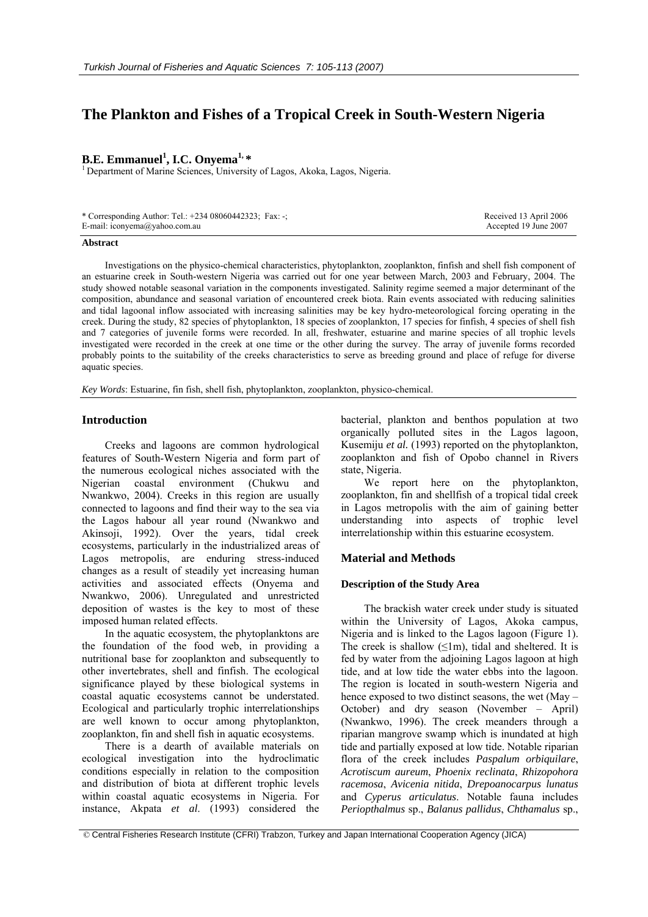# The Plankton and Fishes of a Tropical Creek in South-Western Nigeria

**B.E. Emmanuel[1], I.C. Onyema[1,*]**

[1] Department of Marine Sciences, University of Lagos, Akoka, Lagos, Nigeria.

\* Corresponding Author: Tel.: +234 08060442323; Fax: -;
E-mail: iconyema@yahoo.com.au

Received 13 April 2006
Accepted 19 June 2007

### Abstract

Investigations on the physico-chemical characteristics, phytoplankton, zooplankton, finfish and shell fish component of an estuarine creek in South-western Nigeria was carried out for one year between March, 2003 and February, 2004. The study showed notable seasonal variation in the components investigated. Salinity regime seemed a major determinant of the composition, abundance and seasonal variation of encountered creek biota. Rain events associated with reducing salinities and tidal lagoonal inflow associated with increasing salinities may be key hydro-meteorological forcing operating in the creek. During the study, 82 species of phytoplankton, 18 species of zooplankton, 17 species for finfish, 4 species of shell fish and 7 categories of juvenile forms were recorded. In all, freshwater, estuarine and marine species of all trophic levels investigated were recorded in the creek at one time or the other during the survey. The array of juvenile forms recorded probably points to the suitability of the creeks characteristics to serve as breeding ground and place of refuge for diverse aquatic species.

*Key Words*: Estuarine, fin fish, shell fish, phytoplankton, zooplankton, physico-chemical.

## Introduction

Creeks and lagoons are common hydrological features of South-Western Nigeria and form part of the numerous ecological niches associated with the Nigerian coastal environment (Chukwu and Nwankwo, 2004). Creeks in this region are usually connected to lagoons and find their way to the sea via the Lagos habour all year round (Nwankwo and Akinsoji, 1992). Over the years, tidal creek ecosystems, particularly in the industrialized areas of Lagos metropolis, are enduring stress-induced changes as a result of steadily yet increasing human activities and associated effects (Onyema and Nwankwo, 2006). Unregulated and unrestricted deposition of wastes is the key to most of these imposed human related effects.

In the aquatic ecosystem, the phytoplanktons are the foundation of the food web, in providing a nutritional base for zooplankton and subsequently to other invertebrates, shell and finfish. The ecological significance played by these biological systems in coastal aquatic ecosystems cannot be understated. Ecological and particularly trophic interrelationships are well known to occur among phytoplankton, zooplankton, fin and shell fish in aquatic ecosystems.

There is a dearth of available materials on ecological investigation into the hydroclimatic conditions especially in relation to the composition and distribution of biota at different trophic levels within coastal aquatic ecosystems in Nigeria. For instance, Akpata *et al*. (1993) considered the bacterial, plankton and benthos population at two organically polluted sites in the Lagos lagoon, Kusemiju *et al.* (1993) reported on the phytoplankton, zooplankton and fish of Opobo channel in Rivers state, Nigeria.

We report here on the phytoplankton, zooplankton, fin and shellfish of a tropical tidal creek in Lagos metropolis with the aim of gaining better understanding into aspects of trophic level interrelationship within this estuarine ecosystem.

## Material and Methods

### Description of the Study Area

The brackish water creek under study is situated within the University of Lagos, Akoka campus, Nigeria and is linked to the Lagos lagoon (Figure 1). The creek is shallow (≤1m), tidal and sheltered. It is fed by water from the adjoining Lagos lagoon at high tide, and at low tide the water ebbs into the lagoon. The region is located in south-western Nigeria and hence exposed to two distinct seasons, the wet (May – October) and dry season (November – April) (Nwankwo, 1996). The creek meanders through a riparian mangrove swamp which is inundated at high tide and partially exposed at low tide. Notable riparian flora of the creek includes *Paspalum orbiquilare*, *Acrotiscum aureum*, *Phoenix reclinata*, *Rhizopohora racemosa*, *Avicenia nitida*, *Drepoanocarpus lunatus* and *Cyperus articulatus*. Notable fauna includes *Periopthalmus* sp., *Balanus pallidus*, *Chthamalus* sp.,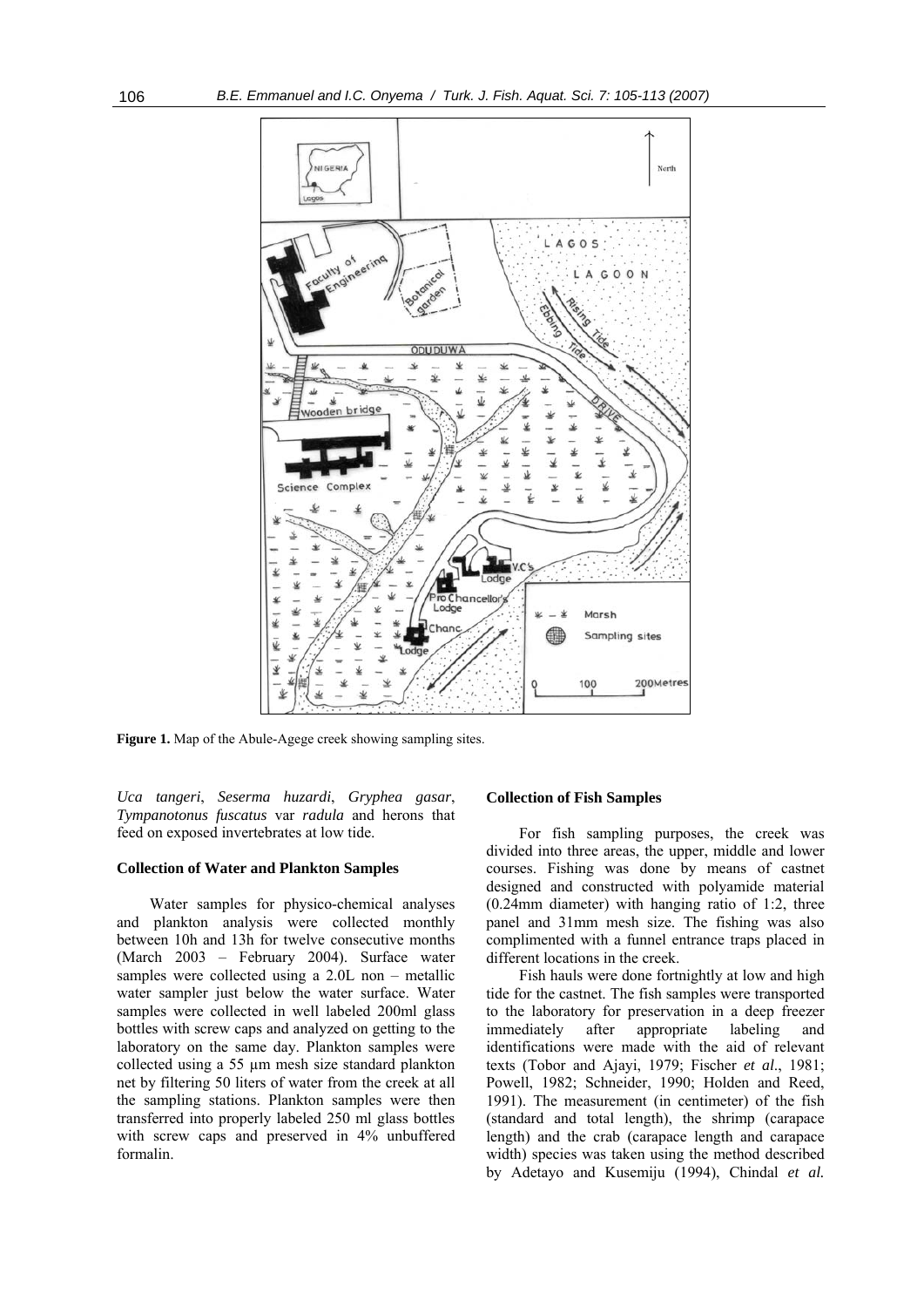**Figure 1.** Map of the Abule-Agege creek showing sampling sites.

*Uca tangeri*, *Seserma huzardi*, *Gryphea gasar*, *Tympanotonus fuscatus* var *radula* and herons that feed on exposed invertebrates at low tide.

### Collection of Water and Plankton Samples

Water samples for physico-chemical analyses and plankton analysis were collected monthly between 10h and 13h for twelve consecutive months (March 2003 – February 2004). Surface water samples were collected using a 2.0L non – metallic water sampler just below the water surface. Water samples were collected in well labeled 200ml glass bottles with screw caps and analyzed on getting to the laboratory on the same day. Plankton samples were collected using a 55 µm mesh size standard plankton net by filtering 50 liters of water from the creek at all the sampling stations. Plankton samples were then transferred into properly labeled 250 ml glass bottles with screw caps and preserved in 4% unbuffered formalin.

### Collection of Fish Samples

For fish sampling purposes, the creek was divided into three areas, the upper, middle and lower courses. Fishing was done by means of castnet designed and constructed with polyamide material (0.24mm diameter) with hanging ratio of 1:2, three panel and 31mm mesh size. The fishing was also complimented with a funnel entrance traps placed in different locations in the creek.

Fish hauls were done fortnightly at low and high tide for the castnet. The fish samples were transported to the laboratory for preservation in a deep freezer immediately after appropriate labeling and identifications were made with the aid of relevant texts (Tobor and Ajayi, 1979; Fischer *et al*., 1981; Powell, 1982; Schneider, 1990; Holden and Reed, 1991). The measurement (in centimeter) of the fish (standard and total length), the shrimp (carapace length) and the crab (carapace length and carapace width) species was taken using the method described by Adetayo and Kusemiju (1994), Chindal ***et al.***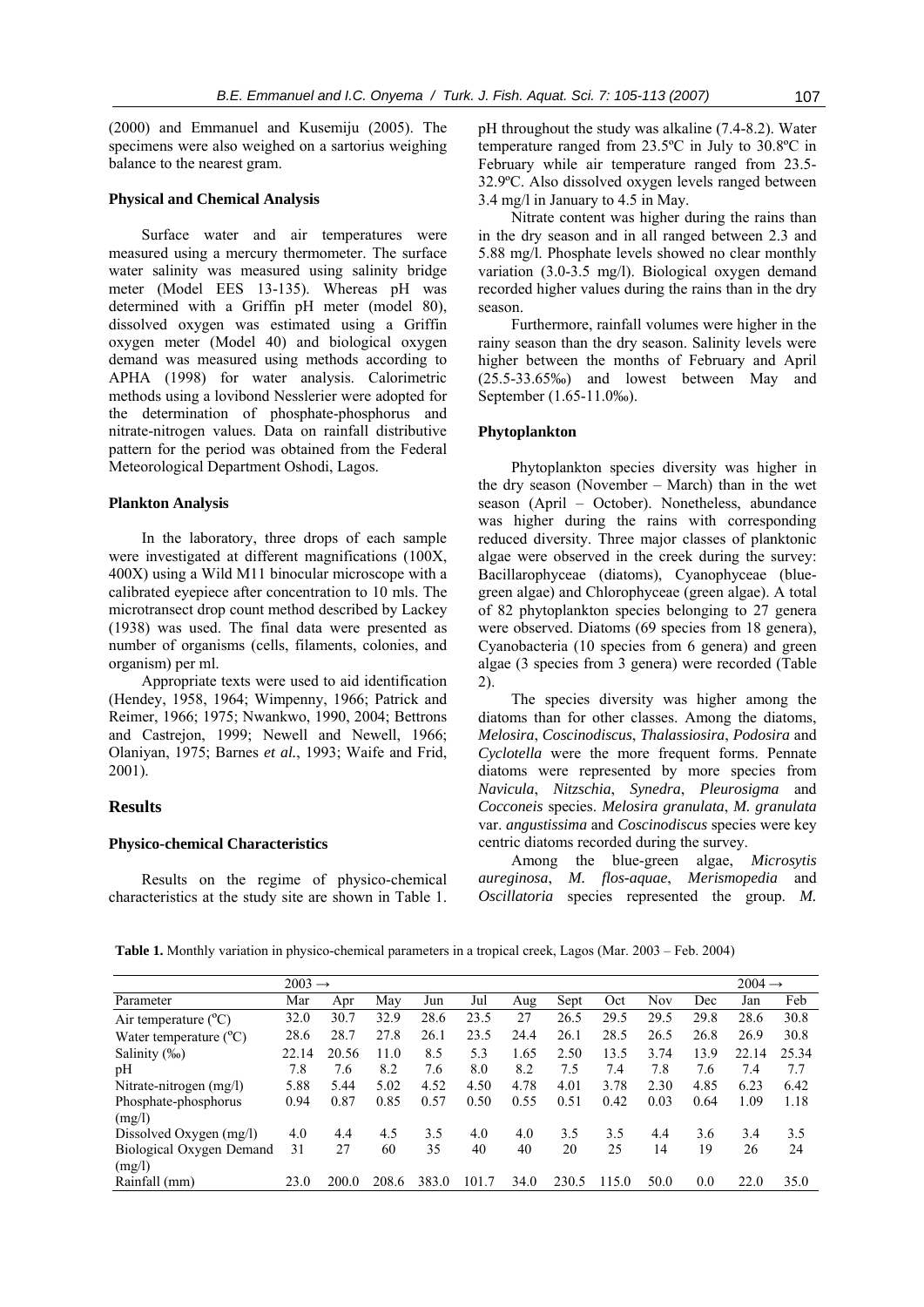(2000) and Emmanuel and Kusemiju (2005). The specimens were also weighed on a sartorius weighing balance to the nearest gram.

### Physical and Chemical Analysis

Surface water and air temperatures were measured using a mercury thermometer. The surface water salinity was measured using salinity bridge meter (Model EES 13-135). Whereas pH was determined with a Griffin pH meter (model 80), dissolved oxygen was estimated using a Griffin oxygen meter (Model 40) and biological oxygen demand was measured using methods according to APHA (1998) for water analysis. Calorimetric methods using a lovibond Nesslerier were adopted for the determination of phosphate-phosphorus and nitrate-nitrogen values. Data on rainfall distributive pattern for the period was obtained from the Federal Meteorological Department Oshodi, Lagos.

### Plankton Analysis

In the laboratory, three drops of each sample were investigated at different magnifications (100X, 400X) using a Wild M11 binocular microscope with a calibrated eyepiece after concentration to 10 mls. The microtransect drop count method described by Lackey (1938) was used. The final data were presented as number of organisms (cells, filaments, colonies, and organism) per ml.

Appropriate texts were used to aid identification (Hendey, 1958, 1964; Wimpenny, 1966; Patrick and Reimer, 1966; 1975; Nwankwo, 1990, 2004; Bettrons and Castrejon, 1999; Newell and Newell, 1966; Olaniyan, 1975; Barnes *et al.*, 1993; Waife and Frid, 2001).

## Results

### Physico-chemical Characteristics

Results on the regime of physico-chemical characteristics at the study site are shown in Table 1. pH throughout the study was alkaline (7.4-8.2). Water temperature ranged from 23.5ºC in July to 30.8ºC in February while air temperature ranged from 23.5-32.9ºC. Also dissolved oxygen levels ranged between 3.4 mg/l in January to 4.5 in May.

Nitrate content was higher during the rains than in the dry season and in all ranged between 2.3 and 5.88 mg/l. Phosphate levels showed no clear monthly variation (3.0-3.5 mg/l). Biological oxygen demand recorded higher values during the rains than in the dry season.

Furthermore, rainfall volumes were higher in the rainy season than the dry season. Salinity levels were higher between the months of February and April (25.5-33.65‰) and lowest between May and September (1.65-11.0‰).

### Phytoplankton

Phytoplankton species diversity was higher in the dry season (November – March) than in the wet season (April – October). Nonetheless, abundance was higher during the rains with corresponding reduced diversity. Three major classes of planktonic algae were observed in the creek during the survey: Bacillarophyceae (diatoms), Cyanophyceae (blue-green algae) and Chlorophyceae (green algae). A total of 82 phytoplankton species belonging to 27 genera were observed. Diatoms (69 species from 18 genera), Cyanobacteria (10 species from 6 genera) and green algae (3 species from 3 genera) were recorded (Table 2).

The species diversity was higher among the diatoms than for other classes. Among the diatoms, *Melosira*, *Coscinodiscus*, *Thalassiosira*, *Podosira* and *Cyclotella* were the more frequent forms. Pennate diatoms were represented by more species from *Navicula*, *Nitzschia*, *Synedra*, *Pleurosigma* and *Cocconeis* species. *Melosira granulata*, *M. granulata* var. *angustissima* and *Coscinodiscus* species were key centric diatoms recorded during the survey.

Among the blue-green algae, *Microsytis aureginosa*, *M. flos-aquae*, *Merismopedia* and *Oscillatoria* species represented the group. *M.*

**Table 1.** Monthly variation in physico-chemical parameters in a tropical creek, Lagos (Mar. 2003 – Feb. 2004)

| | 2003 → | | | | | | | | | | 2004 → | |
|---|---|---|---|---|---|---|---|---|---|---|---|---|
| Parameter | Mar | Apr | May | Jun | Jul | Aug | Sept | Oct | Nov | Dec | Jan | Feb |
| Air temperature (ºC) | 32.0 | 30.7 | 32.9 | 28.6 | 23.5 | 27 | 26.5 | 29.5 | 29.5 | 29.8 | 28.6 | 30.8 |
| Water temperature (ºC) | 28.6 | 28.7 | 27.8 | 26.1 | 23.5 | 24.4 | 26.1 | 28.5 | 26.5 | 26.8 | 26.9 | 30.8 |
| Salinity (‰) | 22.14 | 20.56 | 11.0 | 8.5 | 5.3 | 1.65 | 2.50 | 13.5 | 3.74 | 13.9 | 22.14 | 25.34 |
| pH | 7.8 | 7.6 | 8.2 | 7.6 | 8.0 | 8.2 | 7.5 | 7.4 | 7.8 | 7.6 | 7.4 | 7.7 |
| Nitrate-nitrogen (mg/l) | 5.88 | 5.44 | 5.02 | 4.52 | 4.50 | 4.78 | 4.01 | 3.78 | 2.30 | 4.85 | 6.23 | 6.42 |
| Phosphate-phosphorus (mg/l) | 0.94 | 0.87 | 0.85 | 0.57 | 0.50 | 0.55 | 0.51 | 0.42 | 0.03 | 0.64 | 1.09 | 1.18 |
| Dissolved Oxygen (mg/l) | 4.0 | 4.4 | 4.5 | 3.5 | 4.0 | 4.0 | 3.5 | 3.5 | 4.4 | 3.6 | 3.4 | 3.5 |
| Biological Oxygen Demand (mg/l) | 31 | 27 | 60 | 35 | 40 | 40 | 20 | 25 | 14 | 19 | 26 | 24 |
| Rainfall (mm) | 23.0 | 200.0 | 208.6 | 383.0 | 101.7 | 34.0 | 230.5 | 115.0 | 50.0 | 0.0 | 22.0 | 35.0 |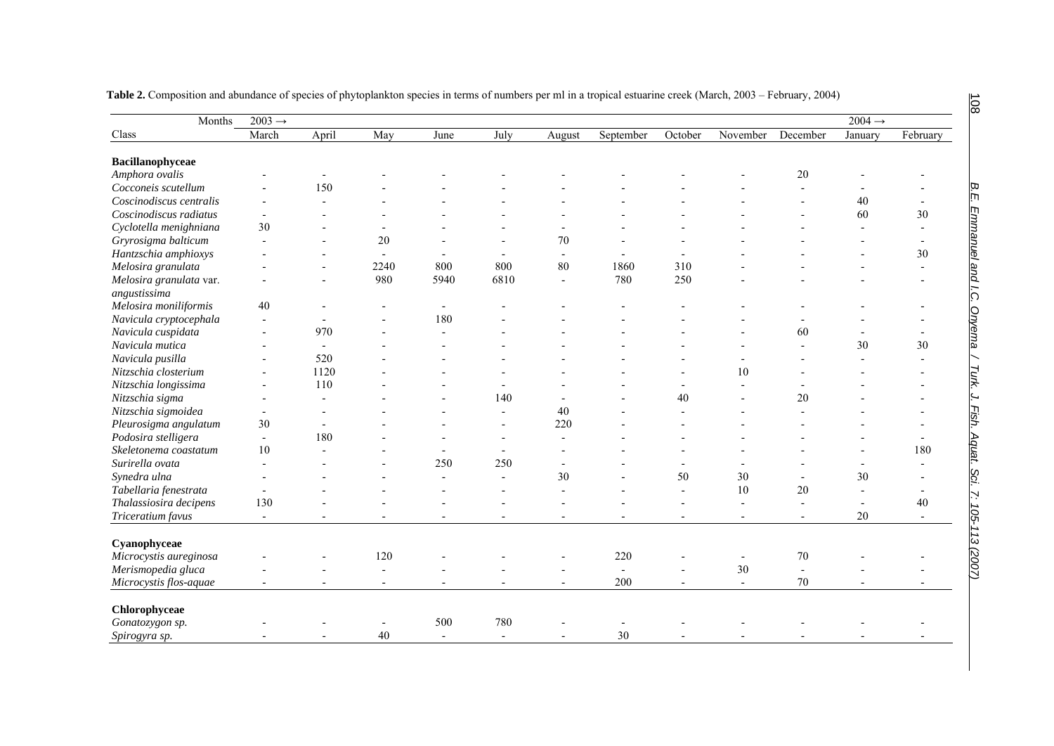**Table 2.** Composition and abundance of species of phytoplankton species in terms of numbers per ml in a tropical estuarine creek (March, 2003 – February, 2004)

| Months | 2003 → | | | | | | | | | | 2004 → | |
|---|---|---|---|---|---|---|---|---|---|---|---|---|
| Class | March | April | May | June | July | August | September | October | November | December | January | February |
| **Bacillanophyceae** | | | | | | | | | | | | |
| *Amphora ovalis* | - | - | - | - | - | - | - | - | - | 20 | - | - |
| *Cocconeis scutellum* | - | 150 | - | - | - | - | - | - | - | - | - | - |
| *Coscinodiscus centralis* | - | - | - | - | - | - | - | - | - | - | 40 | - |
| *Coscinodiscus radiatus* | - | - | - | - | - | - | - | - | - | - | 60 | 30 |
| *Cyclotella menighniana* | 30 | - | - | - | - | - | - | - | - | - | - | - |
| *Gryrosigma balticum* | - | - | 20 | - | - | 70 | - | - | - | - | - | - |
| *Hantzschia amphioxys* | - | - | - | - | - | - | - | - | - | - | - | 30 |
| *Melosira granulata* | - | - | 2240 | 800 | 800 | 80 | 1860 | 310 | - | - | - | - |
| *Melosira granulata* var. *angustissima* | - | - | 980 | 5940 | 6810 | - | 780 | 250 | - | - | - | - |
| *Melosira moniliformis* | 40 | - | - | - | - | - | - | - | - | - | - | - |
| *Navicula cryptocephala* | - | - | - | 180 | - | - | - | - | - | - | - | - |
| *Navicula cuspidata* | - | 970 | - | - | - | - | - | - | - | 60 | - | - |
| *Navicula mutica* | - | - | - | - | - | - | - | - | - | - | 30 | 30 |
| *Navicula pusilla* | - | 520 | - | - | - | - | - | - | - | - | - | - |
| *Nitzschia closterium* | - | 1120 | - | - | - | - | - | - | 10 | - | - | - |
| *Nitzschia longissima* | - | 110 | - | - | - | - | - | - | - | - | - | - |
| *Nitzschia sigma* | - | - | - | - | 140 | - | - | 40 | - | 20 | - | - |
| *Nitzschia sigmoidea* | - | - | - | - | - | 40 | - | - | - | - | - | - |
| *Pleurosigma angulatum* | 30 | - | - | - | - | 220 | - | - | - | - | - | - |
| *Podosira stelligera* | - | 180 | - | - | - | - | - | - | - | - | - | - |
| *Skeletonema coastatum* | 10 | - | - | - | - | - | - | - | - | - | - | 180 |
| *Surirella ovata* | - | - | - | 250 | 250 | - | - | - | - | - | - | - |
| *Synedra ulna* | - | - | - | - | - | 30 | - | 50 | 30 | - | 30 | - |
| *Tabellaria fenestrata* | - | - | - | - | - | - | - | - | 10 | 20 | - | - |
| *Thalassiosira decipens* | 130 | - | - | - | - | - | - | - | - | - | - | 40 |
| *Triceratium favus* | - | - | - | - | - | - | - | - | - | - | 20 | - |
| **Cyanophyceae** | | | | | | | | | | | | |
| *Microcystis aureginosa* | - | - | 120 | - | - | - | 220 | - | - | 70 | - | - |
| *Merismopedia gluca* | - | - | - | - | - | - | - | - | 30 | - | - | - |
| *Microcystis flos-aquae* | - | - | - | - | - | - | 200 | - | - | 70 | - | - |
| **Chlorophyceae** | | | | | | | | | | | | |
| *Gonatozygon sp.* | - | - | - | 500 | 780 | - | - | - | - | - | - | - |
| *Spirogyra sp.* | - | - | 40 | - | - | - | 30 | - | - | - | - | - |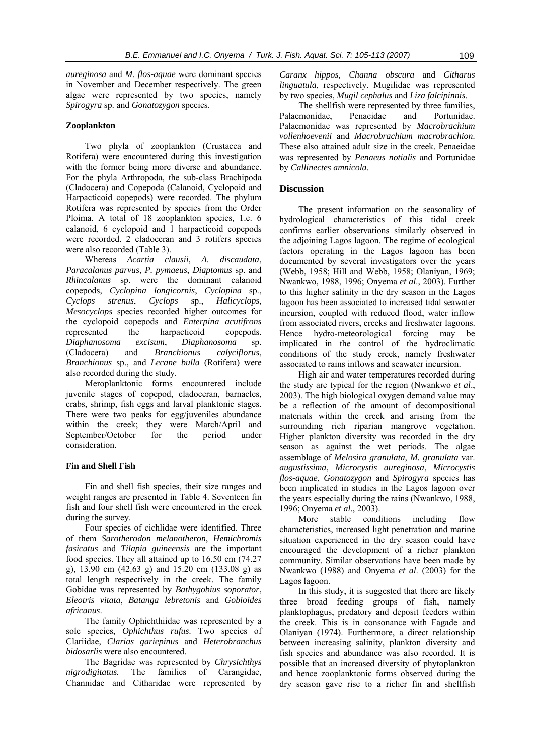*aureginosa* and *M. flos-aquae* were dominant species in November and December respectively. The green algae were represented by two species, namely *Spirogyra* sp. and *Gonatozygon* species.

### Zooplankton

Two phyla of zooplankton (Crustacea and Rotifera) were encountered during this investigation with the former being more diverse and abundance. For the phyla Arthropoda, the sub-class Brachipoda (Cladocera) and Copepoda (Calanoid, Cyclopoid and Harpacticoid copepods) were recorded. The phylum Rotifera was represented by species from the Order Ploima. A total of 18 zooplankton species, 1.e. 6 calanoid, 6 cyclopoid and 1 harpacticoid copepods were recorded. 2 cladoceran and 3 rotifers species were also recorded (Table 3).

Whereas *Acartia clausii*, *A. discaudata*, *Paracalanus parvus*, *P. pymaeus*, *Diaptomus* sp. and *Rhincalanus* sp. were the dominant calanoid copepods, *Cyclopina longicornis*, *Cyclopina* sp., *Cyclops strenus*, *Cyclops* sp., *Halicyclops*, *Mesocyclops* species recorded higher outcomes for the cyclopoid copepods and *Enterpina acutifrons* represented the harpacticoid copepods. *Diaphanosoma excisum*, *Diaphanosoma* sp. (Cladocera) and *Branchionus calyciflorus*, *Branchionus* sp., and *Lecane bulla* (Rotifera) were also recorded during the study.

Meroplanktonic forms encountered include juvenile stages of copepod, cladoceran, barnacles, crabs, shrimp, fish eggs and larval planktonic stages. There were two peaks for egg/juveniles abundance within the creek; they were March/April and September/October for the period under consideration.

### Fin and Shell Fish

Fin and shell fish species, their size ranges and weight ranges are presented in Table 4. Seventeen fin fish and four shell fish were encountered in the creek during the survey.

Four species of cichlidae were identified. Three of them *Sarotherodon melanotheron*, *Hemichromis fasicatus* and *Tilapia guineensis* are the important food species. They all attained up to 16.50 cm (74.27 g), 13.90 cm (42.63 g) and 15.20 cm (133.08 g) as total length respectively in the creek. The family Gobidae was represented by *Bathygobius soporator*, *Eleotris vitata*, *Batanga lebretonis* and *Gobioides africanus*.

The family Ophichthiidae was represented by a sole species, *Ophichthus rufus*. Two species of Clariidae, *Clarias gariepinus* and *Heterobranchus bidosarlis* were also encountered.

The Bagridae was represented by *Chrysichthys nigrodigitatus.* The families of Carangidae, Channidae and Citharidae were represented by *Caranx hippos, Channa obscura* and *Citharus linguatula*, respectively. Mugilidae was represented by two species, *Mugil cephalus* and *Liza falcipinnis*.

The shellfish were represented by three families, Palaemonidae, Penaeidae and Portunidae. Palaemonidae was represented by *Macrobrachium vollenhoevenii* and *Macrobrachium macrobrachion*. These also attained adult size in the creek. Penaeidae was represented by *Penaeus notialis* and Portunidae by *Callinectes amnicola*.

## Discussion

The present information on the seasonality of hydrological characteristics of this tidal creek confirms earlier observations similarly observed in the adjoining Lagos lagoon. The regime of ecological factors operating in the Lagos lagoon has been documented by several investigators over the years (Webb, 1958; Hill and Webb, 1958; Olaniyan, 1969; Nwankwo, 1988, 1996; Onyema *et al*., 2003). Further to this higher salinity in the dry season in the Lagos lagoon has been associated to increased tidal seawater incursion, coupled with reduced flood, water inflow from associated rivers, creeks and freshwater lagoons. Hence hydro-meteorological forcing may be implicated in the control of the hydroclimatic conditions of the study creek, namely freshwater associated to rains inflows and seawater incursion.

High air and water temperatures recorded during the study are typical for the region (Nwankwo *et al*., 2003). The high biological oxygen demand value may be a reflection of the amount of decompositional materials within the creek and arising from the surrounding rich riparian mangrove vegetation. Higher plankton diversity was recorded in the dry season as against the wet periods. The algae assemblage of *Melosira granulata*, *M. granulata* var. *augustissima*, *Microcystis aureginosa*, *Microcystis flos-aquae*, *Gonatozygon* and *Spirogyra* species has been implicated in studies in the Lagos lagoon over the years especially during the rains (Nwankwo, 1988, 1996; Onyema *et al*., 2003).

More stable conditions including flow characteristics, increased light penetration and marine situation experienced in the dry season could have encouraged the development of a richer plankton community. Similar observations have been made by Nwankwo (1988) and Onyema *et al*. (2003) for the Lagos lagoon.

In this study, it is suggested that there are likely three broad feeding groups of fish, namely planktophagus, predatory and deposit feeders within the creek. This is in consonance with Fagade and Olaniyan (1974). Furthermore, a direct relationship between increasing salinity, plankton diversity and fish species and abundance was also recorded. It is possible that an increased diversity of phytoplankton and hence zooplanktonic forms observed during the dry season gave rise to a richer fin and shellfish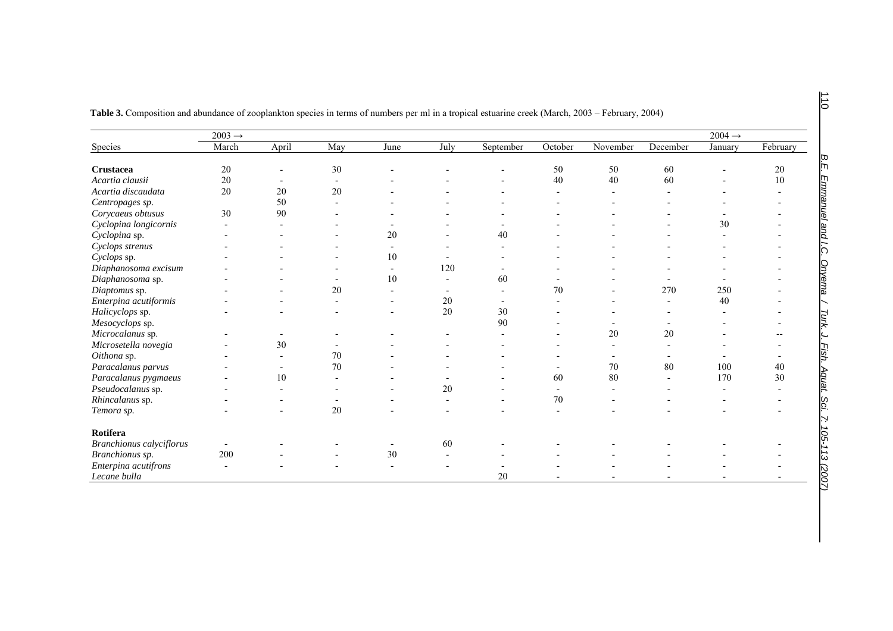**Table 3.** Composition and abundance of zooplankton species in terms of numbers per ml in a tropical estuarine creek (March, 2003 – February, 2004)

| | 2003 → | | | | | | | | | 2004 → | |
|---|---|---|---|---|---|---|---|---|---|---|---|
| Species | March | April | May | June | July | September | October | November | December | January | February |
| **Crustacea** | 20 | - | 30 | - | - | - | 50 | 50 | 60 | - | 20 |
| *Acartia clausii* | 20 | - | - | - | - | - | 40 | 40 | 60 | - | 10 |
| *Acartia discaudata* | 20 | 20 | 20 | - | - | - | - | - | - | - | - |
| *Centropages sp.* | | 50 | - | - | - | - | - | - | - | - | - |
| *Corycaeus obtusus* | 30 | 90 | - | - | - | - | - | - | - | - | - |
| *Cyclopina longicornis* | - | - | - | - | - | - | - | - | - | 30 | - |
| *Cyclopina* sp. | - | - | - | 20 | - | 40 | - | - | - | - | - |
| *Cyclops strenus* | - | - | - | - | - | - | - | - | - | - | - |
| *Cyclops* sp. | - | - | - | 10 | - | - | - | - | - | - | - |
| *Diaphanosoma excisum* | - | - | - | - | 120 | - | - | - | - | - | - |
| *Diaphanosoma* sp. | - | - | - | 10 | - | 60 | - | - | - | - | - |
| *Diaptomus* sp. | - | - | 20 | - | - | - | 70 | - | 270 | 250 | - |
| *Enterpina acutiformis* | - | - | - | - | 20 | - | - | - | - | 40 | - |
| *Halicyclops* sp. | - | - | - | - | 20 | 30 | - | - | - | - | - |
| *Mesocyclops* sp. | | | | | | 90 | - | - | - | - | - |
| *Microcalanus* sp. | - | - | - | - | - | - | - | 20 | 20 | - | -- |
| *Microsetella novegia* | - | 30 | - | - | - | - | - | - | - | - | - |
| *Oithona* sp. | - | - | 70 | - | - | - | - | - | - | - | - |
| *Paracalanus parvus* | - | - | 70 | - | - | - | - | 70 | 80 | 100 | 40 |
| *Paracalanus pygmaeus* | - | 10 | - | - | - | - | 60 | 80 | - | 170 | 30 |
| *Pseudocalanus* sp. | - | - | - | - | 20 | - | - | - | - | - | - |
| *Rhincalanus* sp. | - | - | - | - | - | - | 70 | - | - | - | - |
| *Temora sp.* | - | - | 20 | - | - | - | - | - | - | - | - |
| **Rotifera** | | | | | | | | | | | |
| *Branchionus calyciflorus* | - | - | - | - | 60 | - | - | - | - | - | - |
| *Branchionus sp.* | 200 | - | - | 30 | - | - | - | - | - | - | - |
| *Enterpina acutifrons* | - | - | - | - | - | - | - | - | - | - | - |
| *Lecane bulla* | | | | | | 20 | - | - | - | - | - |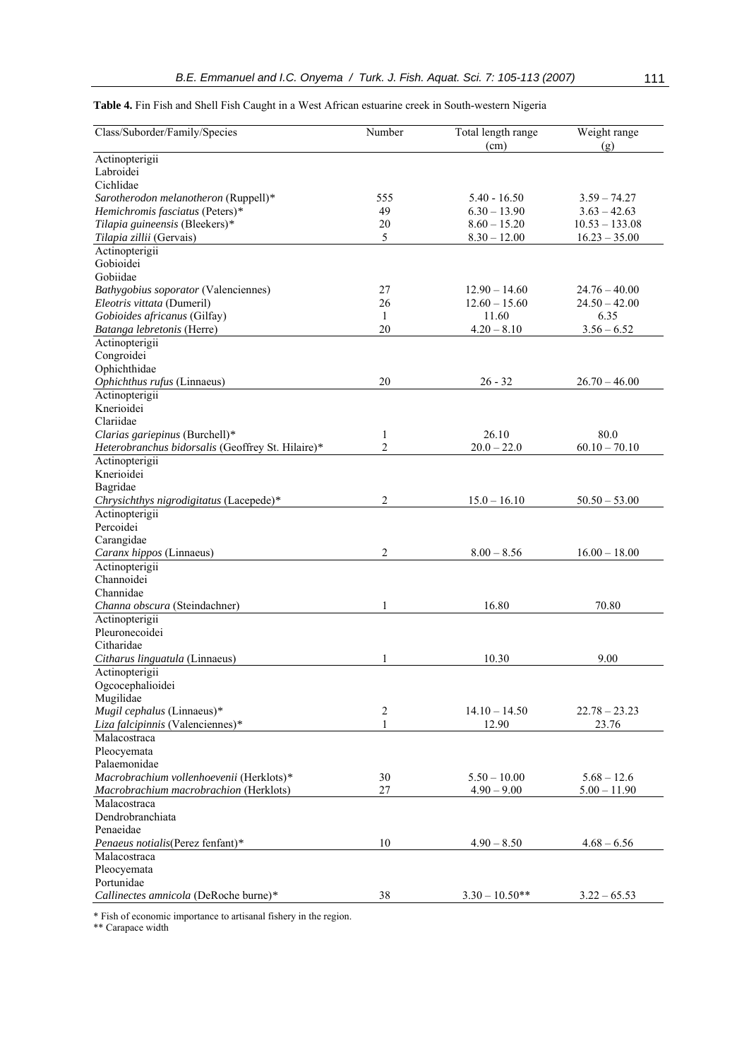**Table 4.** Fin Fish and Shell Fish Caught in a West African estuarine creek in South-western Nigeria

| Class/Suborder/Family/Species | Number | Total length range (cm) | Weight range (g) |
|---|---|---|---|
| Actinopterigii | | | |
| Labroidei | | | |
| Cichlidae | | | |
| *Sarotherodon melanotheron* (Ruppell)* | 555 | 5.40 - 16.50 | 3.59 – 74.27 |
| *Hemichromis fasciatus* (Peters)* | 49 | 6.30 – 13.90 | 3.63 – 42.63 |
| *Tilapia guineensis* (Bleekers)* | 20 | 8.60 – 15.20 | 10.53 – 133.08 |
| *Tilapia zillii* (Gervais) | 5 | 8.30 – 12.00 | 16.23 – 35.00 |
| Actinopterigii | | | |
| Gobioidei | | | |
| Gobiidae | | | |
| *Bathygobius soporator* (Valenciennes) | 27 | 12.90 – 14.60 | 24.76 – 40.00 |
| *Eleotris vittata* (Dumeril) | 26 | 12.60 – 15.60 | 24.50 – 42.00 |
| *Gobioides africanus* (Gilfay) | 1 | 11.60 | 6.35 |
| *Batanga lebretonis* (Herre) | 20 | 4.20 – 8.10 | 3.56 – 6.52 |
| Actinopterigii | | | |
| Congroidei | | | |
| Ophichthidae | | | |
| *Ophichthus rufus* (Linnaeus) | 20 | 26 - 32 | 26.70 – 46.00 |
| Actinopterigii | | | |
| Knerioidei | | | |
| Clariidae | | | |
| *Clarias gariepinus* (Burchell)* | 1 | 26.10 | 80.0 |
| *Heterobranchus bidorsalis* (Geoffrey St. Hilaire)* | 2 | 20.0 – 22.0 | 60.10 – 70.10 |
| Actinopterigii | | | |
| Knerioidei | | | |
| Bagridae | | | |
| *Chrysichthys nigrodigitatus* (Lacepede)* | 2 | 15.0 – 16.10 | 50.50 – 53.00 |
| Actinopterigii | | | |
| Percoidei | | | |
| Carangidae | | | |
| *Caranx hippos* (Linnaeus) | 2 | 8.00 – 8.56 | 16.00 – 18.00 |
| Actinopterigii | | | |
| Channoidei | | | |
| Channidae | | | |
| *Channa obscura* (Steindachner) | 1 | 16.80 | 70.80 |
| Actinopterigii | | | |
| Pleuronecoidei | | | |
| Citharidae | | | |
| *Citharus linguatula* (Linnaeus) | 1 | 10.30 | 9.00 |
| Actinopterigii | | | |
| Ogcocephalioidei | | | |
| Mugilidae | | | |
| *Mugil cephalus* (Linnaeus)* | 2 | 14.10 – 14.50 | 22.78 – 23.23 |
| *Liza falcipinnis* (Valenciennes)* | 1 | 12.90 | 23.76 |
| Malacostraca | | | |
| Pleocyemata | | | |
| Palaemonidae | | | |
| *Macrobrachium vollenhoevenii* (Herklots)* | 30 | 5.50 – 10.00 | 5.68 – 12.6 |
| *Macrobrachium macrobrachion* (Herklots) | 27 | 4.90 – 9.00 | 5.00 – 11.90 |
| Malacostraca | | | |
| Dendrobranchiata | | | |
| Penaeidae | | | |
| *Penaeus notialis*(Perez fenfant)* | 10 | 4.90 – 8.50 | 4.68 – 6.56 |
| Malacostraca | | | |
| Pleocyemata | | | |
| Portunidae | | | |
| *Callinectes amnicola* (DeRoche burne)* | 38 | 3.30 – 10.50** | 3.22 – 65.53 |

\* Fish of economic importance to artisanal fishery in the region.
\*\* Carapace width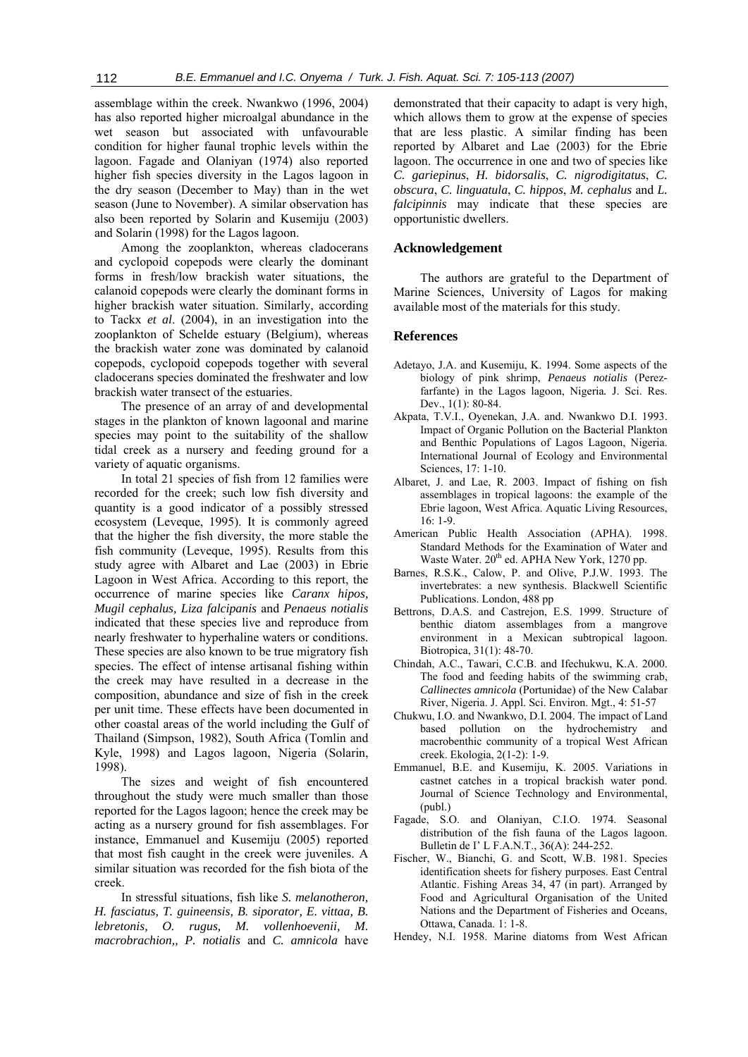assemblage within the creek. Nwankwo (1996, 2004) has also reported higher microalgal abundance in the wet season but associated with unfavourable condition for higher faunal trophic levels within the lagoon. Fagade and Olaniyan (1974) also reported higher fish species diversity in the Lagos lagoon in the dry season (December to May) than in the wet season (June to November). A similar observation has also been reported by Solarin and Kusemiju (2003) and Solarin (1998) for the Lagos lagoon.

Among the zooplankton, whereas cladocerans and cyclopoid copepods were clearly the dominant forms in fresh/low brackish water situations, the calanoid copepods were clearly the dominant forms in higher brackish water situation. Similarly, according to Tackx *et al*. (2004), in an investigation into the zooplankton of Schelde estuary (Belgium), whereas the brackish water zone was dominated by calanoid copepods, cyclopoid copepods together with several cladocerans species dominated the freshwater and low brackish water transect of the estuaries.

The presence of an array of and developmental stages in the plankton of known lagoonal and marine species may point to the suitability of the shallow tidal creek as a nursery and feeding ground for a variety of aquatic organisms.

In total 21 species of fish from 12 families were recorded for the creek; such low fish diversity and quantity is a good indicator of a possibly stressed ecosystem (Leveque, 1995). It is commonly agreed that the higher the fish diversity, the more stable the fish community (Leveque, 1995). Results from this study agree with Albaret and Lae (2003) in Ebrie Lagoon in West Africa. According to this report, the occurrence of marine species like *Caranx hipos, Mugil cephalus, Liza falcipanis* and *Penaeus notialis* indicated that these species live and reproduce from nearly freshwater to hyperhaline waters or conditions. These species are also known to be true migratory fish species. The effect of intense artisanal fishing within the creek may have resulted in a decrease in the composition, abundance and size of fish in the creek per unit time. These effects have been documented in other coastal areas of the world including the Gulf of Thailand (Simpson, 1982), South Africa (Tomlin and Kyle, 1998) and Lagos lagoon, Nigeria (Solarin, 1998).

The sizes and weight of fish encountered throughout the study were much smaller than those reported for the Lagos lagoon; hence the creek may be acting as a nursery ground for fish assemblages. For instance, Emmanuel and Kusemiju (2005) reported that most fish caught in the creek were juveniles. A similar situation was recorded for the fish biota of the creek.

In stressful situations, fish like *S. melanotheron, H. fasciatus, T. guineensis, B. siporator, E. vittaa, B. lebretonis, O. rugus, M. vollenhoevenii, M. macrobrachion,, P. notialis* and *C. amnicola* have demonstrated that their capacity to adapt is very high, which allows them to grow at the expense of species that are less plastic. A similar finding has been reported by Albaret and Lae (2003) for the Ebrie lagoon. The occurrence in one and two of species like *C. gariepinus*, *H. bidorsalis*, *C. nigrodigitatus*, *C. obscura*, *C. linguatula*, *C. hippos*, *M. cephalus* and *L. falcipinnis* may indicate that these species are opportunistic dwellers.

## Acknowledgement

The authors are grateful to the Department of Marine Sciences, University of Lagos for making available most of the materials for this study.

## References

Adetayo, J.A. and Kusemiju, K. 1994. Some aspects of the biology of pink shrimp, *Penaeus notialis* (Perez-farfante) in the Lagos lagoon, Nigeria*.* J. Sci. Res. Dev., 1(1): 80-84.

Akpata, T.V.I., Oyenekan, J.A. and. Nwankwo D.I. 1993. Impact of Organic Pollution on the Bacterial Plankton and Benthic Populations of Lagos Lagoon, Nigeria. International Journal of Ecology and Environmental Sciences, 17: 1-10.

Albaret, J. and Lae, R. 2003. Impact of fishing on fish assemblages in tropical lagoons: the example of the Ebrie lagoon, West Africa. Aquatic Living Resources, 16: 1-9.

American Public Health Association (APHA). 1998. Standard Methods for the Examination of Water and Waste Water. 20th ed. APHA New York, 1270 pp.

Barnes, R.S.K., Calow, P. and Olive, P.J.W. 1993. The invertebrates: a new synthesis. Blackwell Scientific Publications. London, 488 pp

Bettrons, D.A.S. and Castrejon, E.S. 1999. Structure of benthic diatom assemblages from a mangrove environment in a Mexican subtropical lagoon. Biotropica, 31(1): 48-70.

Chindah, A.C., Tawari, C.C.B. and Ifechukwu, K.A. 2000. The food and feeding habits of the swimming crab, *Callinectes amnicola* (Portunidae) of the New Calabar River, Nigeria. J. Appl. Sci. Environ. Mgt., 4: 51-57

Chukwu, I.O. and Nwankwo, D.I. 2004. The impact of Land based pollution on the hydrochemistry and macrobenthic community of a tropical West African creek. Ekologia, 2(1-2): 1-9.

Emmanuel, B.E. and Kusemiju, K. 2005. Variations in castnet catches in a tropical brackish water pond. Journal of Science Technology and Environmental, (publ.)

Fagade, S.O. and Olaniyan, C.I.O. 1974. Seasonal distribution of the fish fauna of the Lagos lagoon. Bulletin de I' L F.A.N.T., 36(A): 244-252.

Fischer, W., Bianchi, G. and Scott, W.B. 1981. Species identification sheets for fishery purposes. East Central Atlantic. Fishing Areas 34, 47 (in part). Arranged by Food and Agricultural Organisation of the United Nations and the Department of Fisheries and Oceans, Ottawa, Canada. 1: 1-8.

Hendey, N.I. 1958. Marine diatoms from West African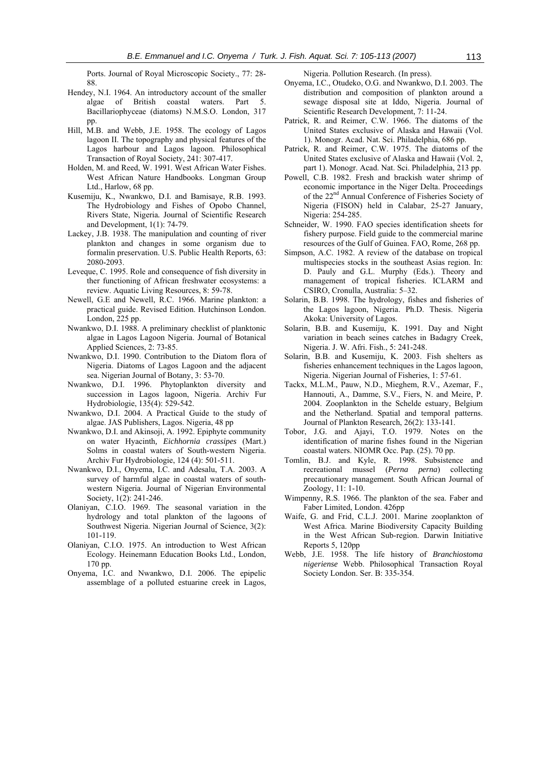Ports. Journal of Royal Microscopic Society., 77: 28-88.

Hendey, N.I. 1964. An introductory account of the smaller algae of British coastal waters. Part 5. Bacillariophyceae (diatoms) N.M.S.O. London, 317 pp.

Hill, M.B. and Webb, J.E. 1958. The ecology of Lagos lagoon II. The topography and physical features of the Lagos harbour and Lagos lagoon. Philosophical Transaction of Royal Society, 241: 307-417.

Holden, M. and Reed, W. 1991. West African Water Fishes. West African Nature Handbooks. Longman Group Ltd., Harlow, 68 pp.

Kusemiju, K., Nwankwo, D.I. and Bamisaye, R.B. 1993. The Hydrobiology and Fishes of Opobo Channel, Rivers State, Nigeria. Journal of Scientific Research and Development, 1(1): 74-79.

Lackey, J.B. 1938. The manipulation and counting of river plankton and changes in some organism due to formalin preservation. U.S. Public Health Reports, 63: 2080-2093.

Leveque, C. 1995. Role and consequence of fish diversity in ther functioning of African freshwater ecosystems: a review. Aquatic Living Resources, 8: 59-78.

Newell, G.E and Newell, R.C. 1966. Marine plankton: a practical guide. Revised Edition. Hutchinson London. London, 225 pp.

Nwankwo, D.I. 1988. A preliminary checklist of planktonic algae in Lagos Lagoon Nigeria. Journal of Botanical Applied Sciences, 2: 73-85.

Nwankwo, D.I. 1990. Contribution to the Diatom flora of Nigeria. Diatoms of Lagos Lagoon and the adjacent sea. Nigerian Journal of Botany, 3: 53-70.

Nwankwo, D.I. 1996. Phytoplankton diversity and succession in Lagos lagoon, Nigeria. Archiv Fur Hydrobiologie, 135(4): 529-542.

Nwankwo, D.I. 2004. A Practical Guide to the study of algae. JAS Publishers, Lagos. Nigeria, 48 pp

Nwankwo, D.I. and Akinsoji, A. 1992. Epiphyte community on water Hyacinth, *Eichhornia crassipes* (Mart.) Solms in coastal waters of South-western Nigeria. Archiv Fur Hydrobiologie, 124 (4): 501-511.

Nwankwo, D.I., Onyema, I.C. and Adesalu, T.A. 2003. A survey of harmful algae in coastal waters of south-western Nigeria. Journal of Nigerian Environmental Society, 1(2): 241-246.

Olaniyan, C.I.O. 1969. The seasonal variation in the hydrology and total plankton of the lagoons of Southwest Nigeria. Nigerian Journal of Science, 3(2): 101-119.

Olaniyan, C.I.O. 1975. An introduction to West African Ecology. Heinemann Education Books Ltd., London, 170 pp.

Onyema, I.C. and Nwankwo, D.I. 2006. The epipelic assemblage of a polluted estuarine creek in Lagos, Nigeria. Pollution Research. (In press).

Onyema, I.C., Otudeko, O.G. and Nwankwo, D.I. 2003. The distribution and composition of plankton around a sewage disposal site at Iddo, Nigeria. Journal of Scientific Research Development, 7: 11-24.

Patrick, R. and Reimer, C.W. 1966. The diatoms of the United States exclusive of Alaska and Hawaii (Vol. 1). Monogr. Acad. Nat. Sci. Philadelphia, 686 pp.

Patrick, R. and Reimer, C.W. 1975. The diatoms of the United States exclusive of Alaska and Hawaii (Vol. 2, part 1). Monogr. Acad. Nat. Sci. Philadelphia, 213 pp.

Powell, C.B. 1982. Fresh and brackish water shrimp of economic importance in the Niger Delta. Proceedings of the 22nd Annual Conference of Fisheries Society of Nigeria (FISON) held in Calabar, 25-27 January, Nigeria: 254-285.

Schneider, W. 1990. FAO species identification sheets for fishery purpose. Field guide to the commercial marine resources of the Gulf of Guinea. FAO, Rome, 268 pp.

Simpson, A.C. 1982. A review of the database on tropical multispecies stocks in the southeast Asias region. In: D. Pauly and G.L. Murphy (Eds.). Theory and management of tropical fisheries. ICLARM and CSIRO, Cronulla, Australia: 5–32.

Solarin, B.B. 1998. The hydrology, fishes and fisheries of the Lagos lagoon, Nigeria. Ph.D. Thesis. Nigeria Akoka: University of Lagos.

Solarin, B.B. and Kusemiju, K. 1991. Day and Night variation in beach seines catches in Badagry Creek, Nigeria. J. W. Afri. Fish., 5: 241-248.

Solarin, B.B. and Kusemiju, K. 2003. Fish shelters as fisheries enhancement techniques in the Lagos lagoon, Nigeria. Nigerian Journal of Fisheries, 1: 57-61.

Tackx, M.L.M., Pauw, N.D., Mieghem, R.V., Azemar, F., Hannouti, A., Damme, S.V., Fiers, N. and Meire, P. 2004. Zooplankton in the Schelde estuary, Belgium and the Netherland. Spatial and temporal patterns. Journal of Plankton Research, 26(2): 133-141.

Tobor, J.G. and Ajayi, T.O. 1979. Notes on the identification of marine fishes found in the Nigerian coastal waters. NIOMR Occ. Pap. (25). 70 pp.

Tomlin, B.J. and Kyle, R. 1998. Subsistence and recreational mussel (*Perna perna*) collecting precautionary management. South African Journal of Zoology, 11: 1-10.

Wimpenny, R.S. 1966. The plankton of the sea. Faber and Faber Limited, London. 426pp

Waife, G. and Frid, C.L.J. 2001. Marine zooplankton of West Africa. Marine Biodiversity Capacity Building in the West African Sub-region. Darwin Initiative Reports 5, 120pp

Webb, J.E. 1958. The life history of *Branchiostoma nigeriense* Webb. Philosophical Transaction Royal Society London. Ser. B: 335-354.